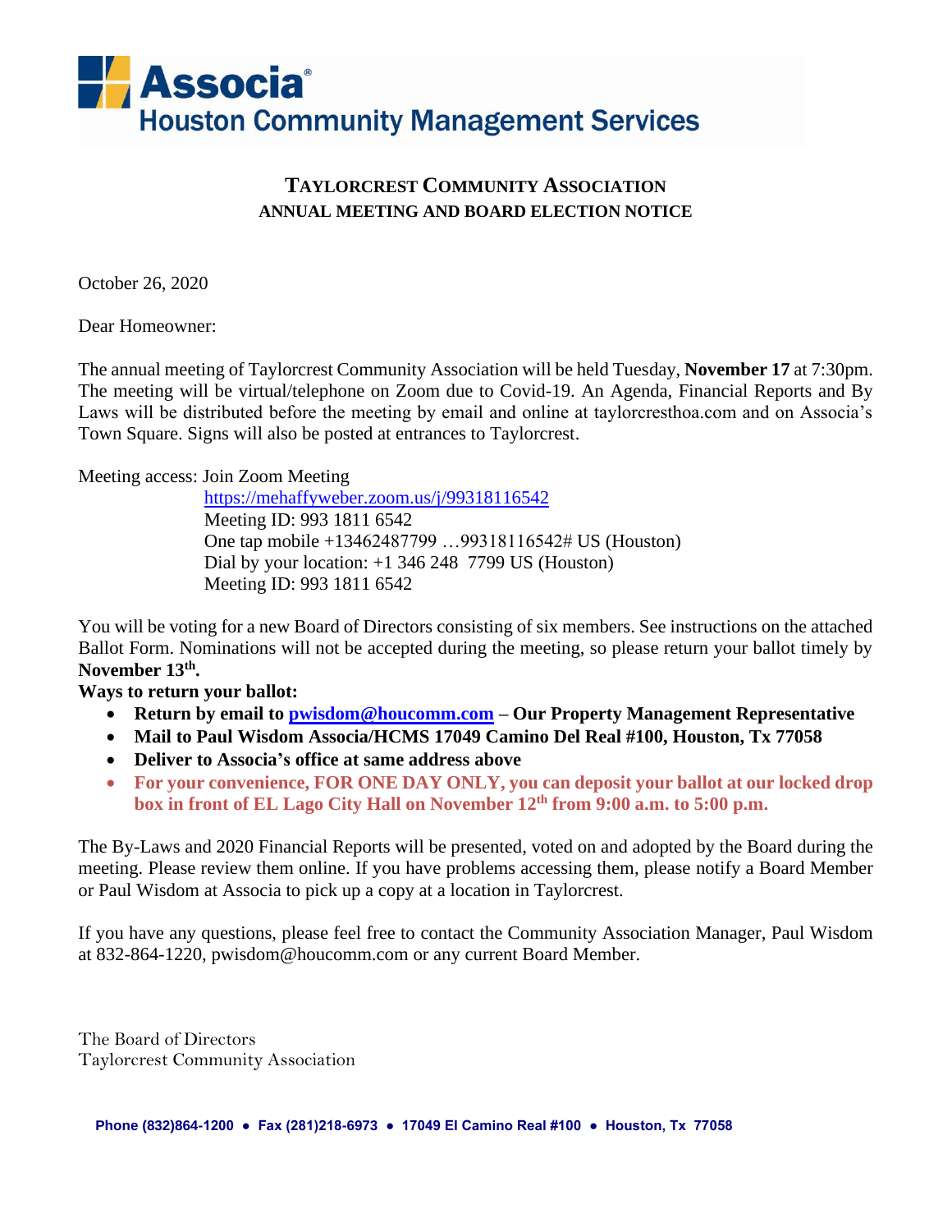Associa®
Houston Community Management Services

## TAYLORCREST COMMUNITY ASSOCIATION
### ANNUAL MEETING AND BOARD ELECTION NOTICE

October 26, 2020

Dear Homeowner:

The annual meeting of Taylorcrest Community Association will be held Tuesday, **November 17** at 7:30pm. The meeting will be virtual/telephone on Zoom due to Covid-19. An Agenda, Financial Reports and By Laws will be distributed before the meeting by email and online at taylorcresthoa.com and on Associa's Town Square. Signs will also be posted at entrances to Taylorcrest.

Meeting access: Join Zoom Meeting
https://mehaffyweber.zoom.us/j/99318116542
Meeting ID: 993 1811 6542
One tap mobile +13462487799 …99318116542# US (Houston)
Dial by your location: +1 346 248 7799 US (Houston)
Meeting ID: 993 1811 6542

You will be voting for a new Board of Directors consisting of six members. See instructions on the attached Ballot Form. Nominations will not be accepted during the meeting, so please return your ballot timely by **November 13th.**

**Ways to return your ballot:**

- **Return by email to pwisdom@houcomm.com – Our Property Management Representative**
- **Mail to Paul Wisdom Associa/HCMS 17049 Camino Del Real #100, Houston, Tx 77058**
- **Deliver to Associa's office at same address above**
- **For your convenience, FOR ONE DAY ONLY, you can deposit your ballot at our locked drop box in front of EL Lago City Hall on November 12th from 9:00 a.m. to 5:00 p.m.**

The By-Laws and 2020 Financial Reports will be presented, voted on and adopted by the Board during the meeting. Please review them online. If you have problems accessing them, please notify a Board Member or Paul Wisdom at Associa to pick up a copy at a location in Taylorcrest.

If you have any questions, please feel free to contact the Community Association Manager, Paul Wisdom at 832-864-1220, pwisdom@houcomm.com or any current Board Member.

The Board of Directors
Taylorcrest Community Association

**Phone (832)864-1200 ● Fax (281)218-6973 ● 17049 El Camino Real #100 ● Houston, Tx 77058**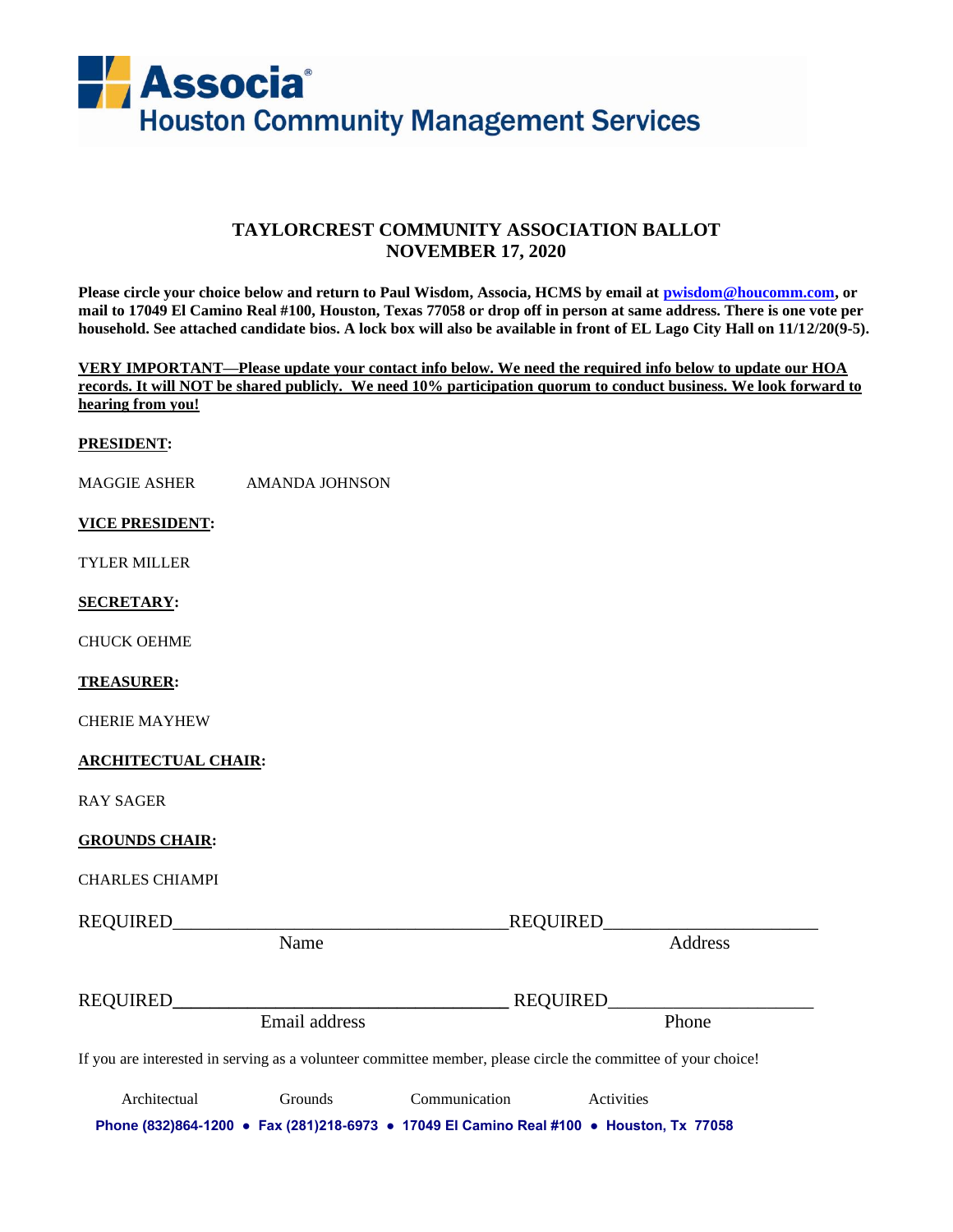**Associa®**
**Houston Community Management Services**

## TAYLORCREST COMMUNITY ASSOCIATION BALLOT
## NOVEMBER 17, 2020

**Please circle your choice below and return to Paul Wisdom, Associa, HCMS by email at pwisdom@houcomm.com, or mail to 17049 El Camino Real #100, Houston, Texas 77058 or drop off in person at same address. There is one vote per household. See attached candidate bios. A lock box will also be available in front of EL Lago City Hall on 11/12/20(9-5).**

**VERY IMPORTANT—Please update your contact info below. We need the required info below to update our HOA records. It will NOT be shared publicly. We need 10% participation quorum to conduct business. We look forward to hearing from you!**

**PRESIDENT:**

MAGGIE ASHER AMANDA JOHNSON

**VICE PRESIDENT:**

TYLER MILLER

**SECRETARY:**

CHUCK OEHME

**TREASURER:**

CHERIE MAYHEW

**ARCHITECTUAL CHAIR:**

RAY SAGER

**GROUNDS CHAIR:**

CHARLES CHIAMPI

REQUIRED_________________________________ REQUIRED______________________
Name Address

REQUIRED_________________________________ REQUIRED______________________
Email address Phone

If you are interested in serving as a volunteer committee member, please circle the committee of your choice!

Architectual Grounds Communication Activities

**Phone (832)864-1200 • Fax (281)218-6973 • 17049 El Camino Real #100 • Houston, Tx 77058**